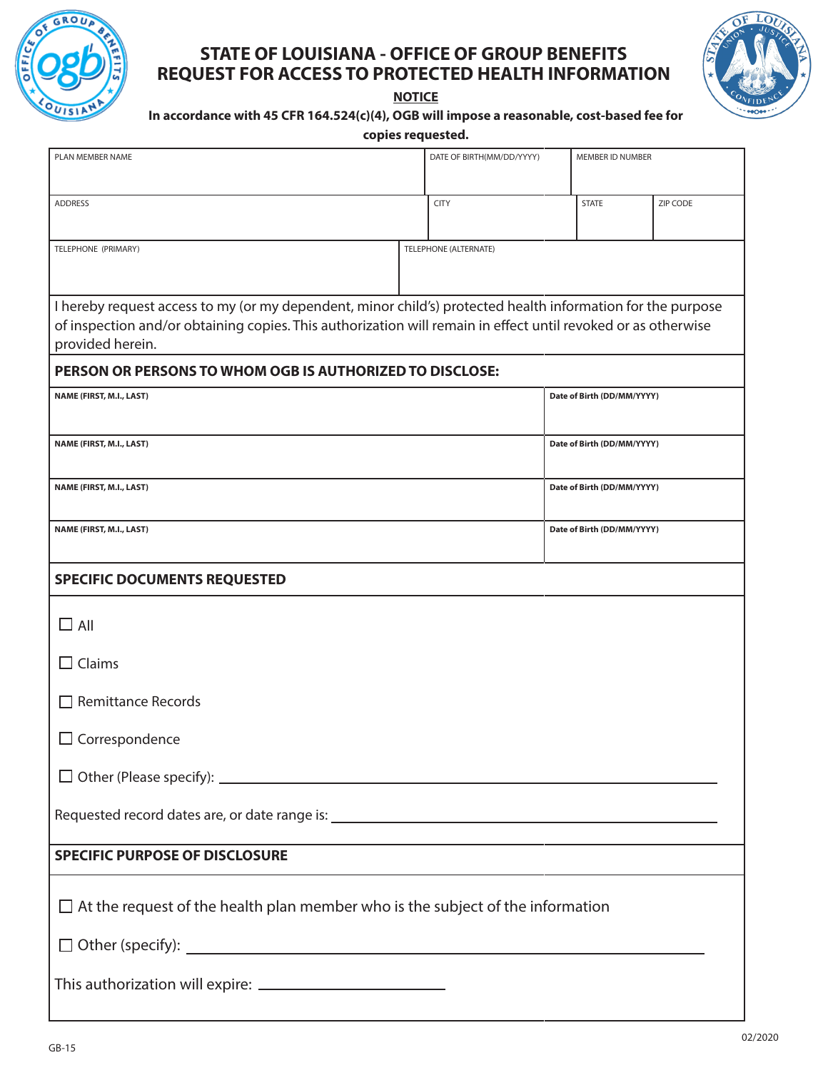# STATE OF LOUISIANA - OFFICE OF GROUP BENEFITS
# REQUEST FOR ACCESS TO PROTECTED HEALTH INFORMATION

**NOTICE**

**In accordance with 45 CFR 164.524(c)(4), OGB will impose a reasonable, cost-based fee for copies requested.**

| PLAN MEMBER NAME | DATE OF BIRTH(MM/DD/YYYY) | MEMBER ID NUMBER | |
|---|---|---|---|
| | | | |
| ADDRESS | CITY | STATE | ZIP CODE |
| | | | |
| TELEPHONE (PRIMARY) | TELEPHONE (ALTERNATE) | | |
| | | | |

I hereby request access to my (or my dependent, minor child's) protected health information for the purpose of inspection and/or obtaining copies. This authorization will remain in effect until revoked or as otherwise provided herein.

**PERSON OR PERSONS TO WHOM OGB IS AUTHORIZED TO DISCLOSE:**

| NAME (FIRST, M.I., LAST) | Date of Birth (DD/MM/YYYY) |
|---|---|
| | |
| NAME (FIRST, M.I., LAST) | Date of Birth (DD/MM/YYYY) |
| | |
| NAME (FIRST, M.I., LAST) | Date of Birth (DD/MM/YYYY) |
| | |
| NAME (FIRST, M.I., LAST) | Date of Birth (DD/MM/YYYY) |
| | |

**SPECIFIC DOCUMENTS REQUESTED**

☐ All

☐ Claims

☐ Remittance Records

☐ Correspondence

☐ Other (Please specify): ______________________________

Requested record dates are, or date range is: ______________________________

**SPECIFIC PURPOSE OF DISCLOSURE**

☐ At the request of the health plan member who is the subject of the information

☐ Other (specify): ______________________________

This authorization will expire: ______________________

GB-15 02/2020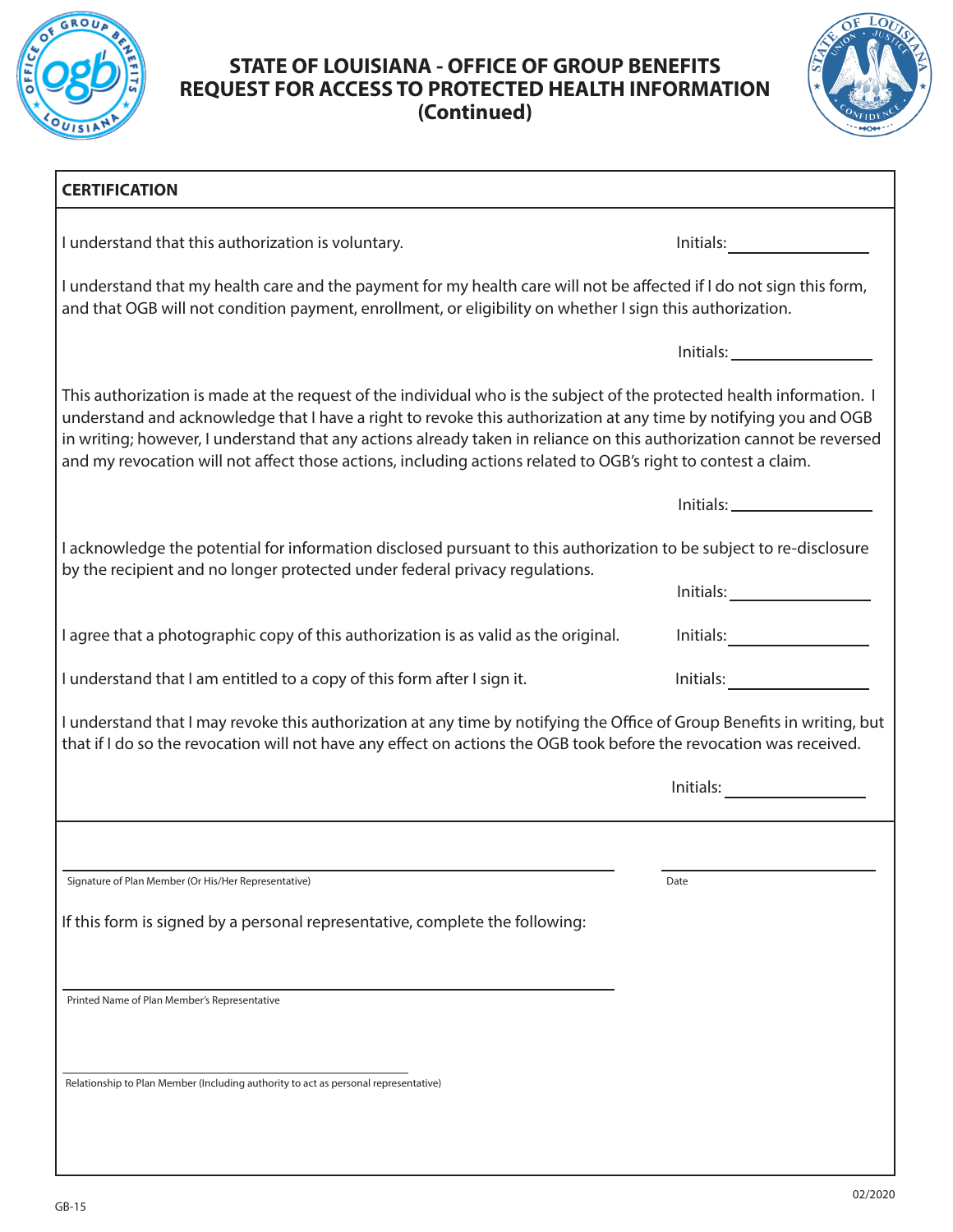# STATE OF LOUISIANA - OFFICE OF GROUP BENEFITS
# REQUEST FOR ACCESS TO PROTECTED HEALTH INFORMATION
# (Continued)

**CERTIFICATION**

I understand that this authorization is voluntary. Initials: ________________

I understand that my health care and the payment for my health care will not be affected if I do not sign this form, and that OGB will not condition payment, enrollment, or eligibility on whether I sign this authorization.

Initials: ________________

This authorization is made at the request of the individual who is the subject of the protected health information. I understand and acknowledge that I have a right to revoke this authorization at any time by notifying you and OGB in writing; however, I understand that any actions already taken in reliance on this authorization cannot be reversed and my revocation will not affect those actions, including actions related to OGB's right to contest a claim.

Initials: ________________

I acknowledge the potential for information disclosed pursuant to this authorization to be subject to re-disclosure by the recipient and no longer protected under federal privacy regulations.

Initials: ________________

I agree that a photographic copy of this authorization is as valid as the original. Initials: ________________

I understand that I am entitled to a copy of this form after I sign it. Initials: ________________

I understand that I may revoke this authorization at any time by notifying the Office of Group Benefits in writing, but that if I do so the revocation will not have any effect on actions the OGB took before the revocation was received.

Initials: ________________

______________________________________________ ________________

Signature of Plan Member (Or His/Her Representative) Date

If this form is signed by a personal representative, complete the following:

______________________________________________

Printed Name of Plan Member's Representative

______________________________________________

Relationship to Plan Member (Including authority to act as personal representative)

GB-15

02/2020